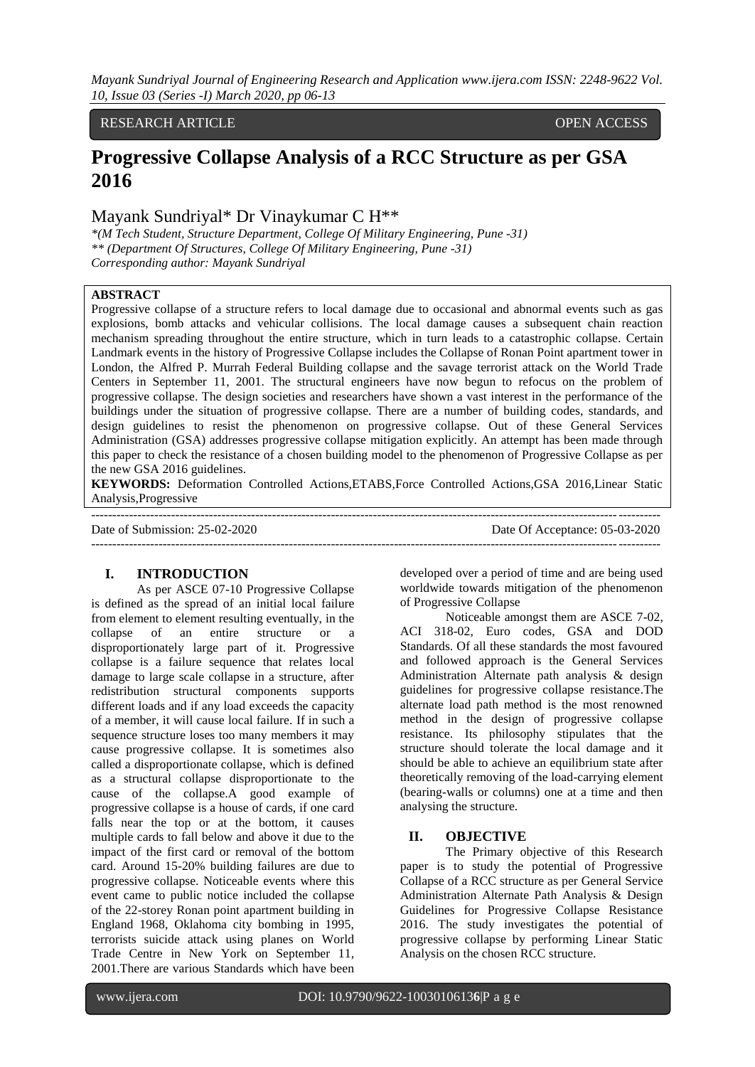RESEARCH ARTICLE OPEN ACCESS

# Progressive Collapse Analysis of a RCC Structure as per GSA 2016

Mayank Sundriyal* Dr Vinaykumar C H**

*\*(M Tech Student, Structure Department, College Of Military Engineering, Pune -31)*
*\*\* (Department Of Structures, College Of Military Engineering, Pune -31)*
*Corresponding author: Mayank Sundriyal*

**ABSTRACT**

Progressive collapse of a structure refers to local damage due to occasional and abnormal events such as gas explosions, bomb attacks and vehicular collisions. The local damage causes a subsequent chain reaction mechanism spreading throughout the entire structure, which in turn leads to a catastrophic collapse. Certain Landmark events in the history of Progressive Collapse includes the Collapse of Ronan Point apartment tower in London, the Alfred P. Murrah Federal Building collapse and the savage terrorist attack on the World Trade Centers in September 11, 2001. The structural engineers have now begun to refocus on the problem of progressive collapse. The design societies and researchers have shown a vast interest in the performance of the buildings under the situation of progressive collapse. There are a number of building codes, standards, and design guidelines to resist the phenomenon on progressive collapse. Out of these General Services Administration (GSA) addresses progressive collapse mitigation explicitly. An attempt has been made through this paper to check the resistance of a chosen building model to the phenomenon of Progressive Collapse as per the new GSA 2016 guidelines.

**KEYWORDS:** Deformation Controlled Actions,ETABS,Force Controlled Actions,GSA 2016,Linear Static Analysis,Progressive

Date of Submission: 25-02-2020 Date Of Acceptance: 05-03-2020

## I. INTRODUCTION

As per ASCE 07-10 Progressive Collapse is defined as the spread of an initial local failure from element to element resulting eventually, in the collapse of an entire structure or a disproportionately large part of it. Progressive collapse is a failure sequence that relates local damage to large scale collapse in a structure, after redistribution structural components supports different loads and if any load exceeds the capacity of a member, it will cause local failure. If in such a sequence structure loses too many members it may cause progressive collapse. It is sometimes also called a disproportionate collapse, which is defined as a structural collapse disproportionate to the cause of the collapse.A good example of progressive collapse is a house of cards, if one card falls near the top or at the bottom, it causes multiple cards to fall below and above it due to the impact of the first card or removal of the bottom card. Around 15-20% building failures are due to progressive collapse. Noticeable events where this event came to public notice included the collapse of the 22-storey Ronan point apartment building in England 1968, Oklahoma city bombing in 1995, terrorists suicide attack using planes on World Trade Centre in New York on September 11, 2001.There are various Standards which have been developed over a period of time and are being used worldwide towards mitigation of the phenomenon of Progressive Collapse

Noticeable amongst them are ASCE 7-02, ACI 318-02, Euro codes, GSA and DOD Standards. Of all these standards the most favoured and followed approach is the General Services Administration Alternate path analysis & design guidelines for progressive collapse resistance.The alternate load path method is the most renowned method in the design of progressive collapse resistance. Its philosophy stipulates that the structure should tolerate the local damage and it should be able to achieve an equilibrium state after theoretically removing of the load-carrying element (bearing-walls or columns) one at a time and then analysing the structure.

## II. OBJECTIVE

The Primary objective of this Research paper is to study the potential of Progressive Collapse of a RCC structure as per General Service Administration Alternate Path Analysis & Design Guidelines for Progressive Collapse Resistance 2016. The study investigates the potential of progressive collapse by performing Linear Static Analysis on the chosen RCC structure.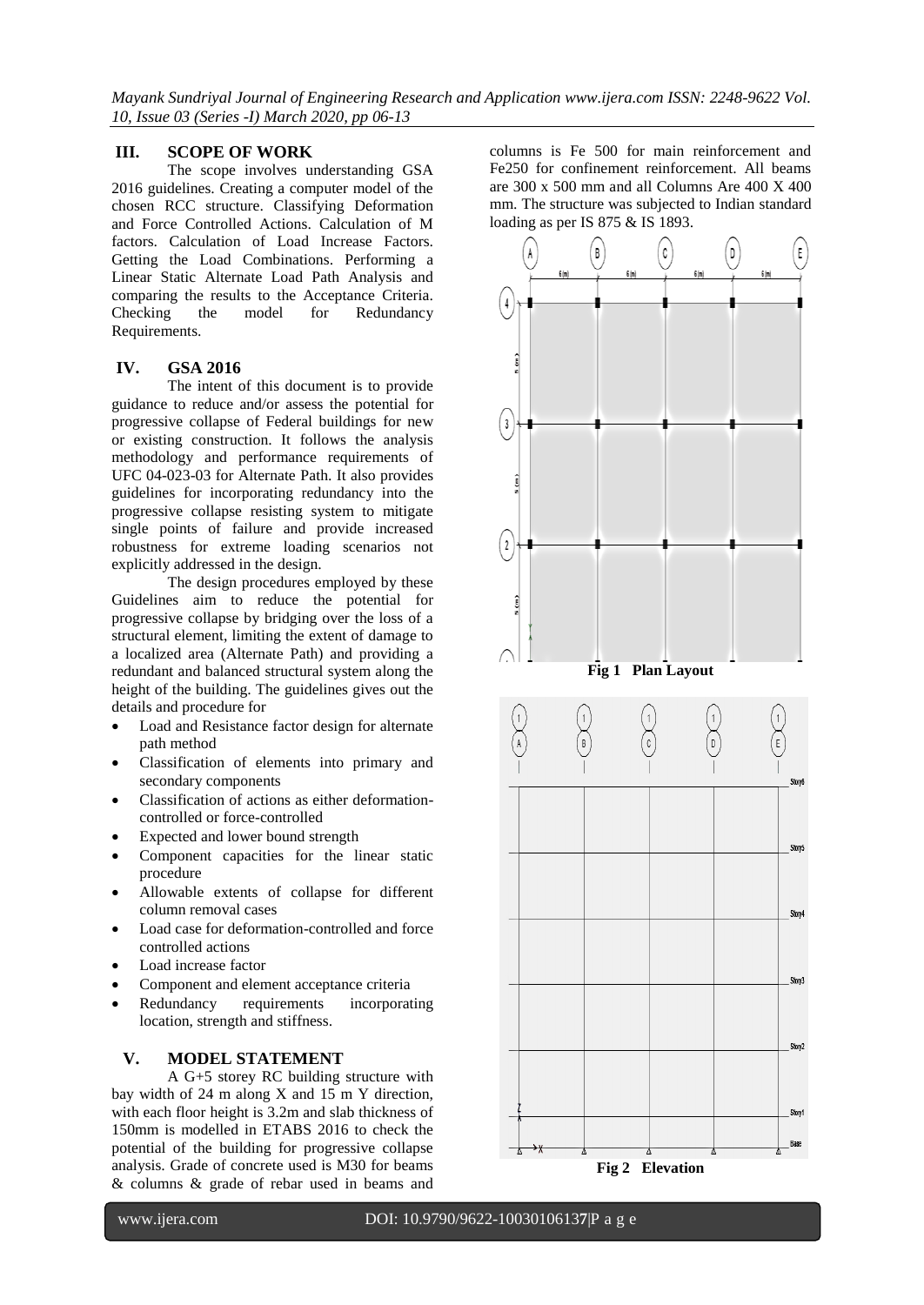## III. SCOPE OF WORK

The scope involves understanding GSA 2016 guidelines. Creating a computer model of the chosen RCC structure. Classifying Deformation and Force Controlled Actions. Calculation of M factors. Calculation of Load Increase Factors. Getting the Load Combinations. Performing a Linear Static Alternate Load Path Analysis and comparing the results to the Acceptance Criteria. Checking the model for Redundancy Requirements.

## IV. GSA 2016

The intent of this document is to provide guidance to reduce and/or assess the potential for progressive collapse of Federal buildings for new or existing construction. It follows the analysis methodology and performance requirements of UFC 04-023-03 for Alternate Path. It also provides guidelines for incorporating redundancy into the progressive collapse resisting system to mitigate single points of failure and provide increased robustness for extreme loading scenarios not explicitly addressed in the design.

The design procedures employed by these Guidelines aim to reduce the potential for progressive collapse by bridging over the loss of a structural element, limiting the extent of damage to a localized area (Alternate Path) and providing a redundant and balanced structural system along the height of the building. The guidelines gives out the details and procedure for

- Load and Resistance factor design for alternate path method
- Classification of elements into primary and secondary components
- Classification of actions as either deformation-controlled or force-controlled
- Expected and lower bound strength
- Component capacities for the linear static procedure
- Allowable extents of collapse for different column removal cases
- Load case for deformation-controlled and force controlled actions
- Load increase factor
- Component and element acceptance criteria
- Redundancy requirements incorporating location, strength and stiffness.

## V. MODEL STATEMENT

A G+5 storey RC building structure with bay width of 24 m along X and 15 m Y direction, with each floor height is 3.2m and slab thickness of 150mm is modelled in ETABS 2016 to check the potential of the building for progressive collapse analysis. Grade of concrete used is M30 for beams & columns & grade of rebar used in beams and columns is Fe 500 for main reinforcement and Fe250 for confinement reinforcement. All beams are 300 x 500 mm and all Columns Are 400 X 400 mm. The structure was subjected to Indian standard loading as per IS 875 & IS 1893.

**Fig 1 Plan Layout**

**Fig 2 Elevation**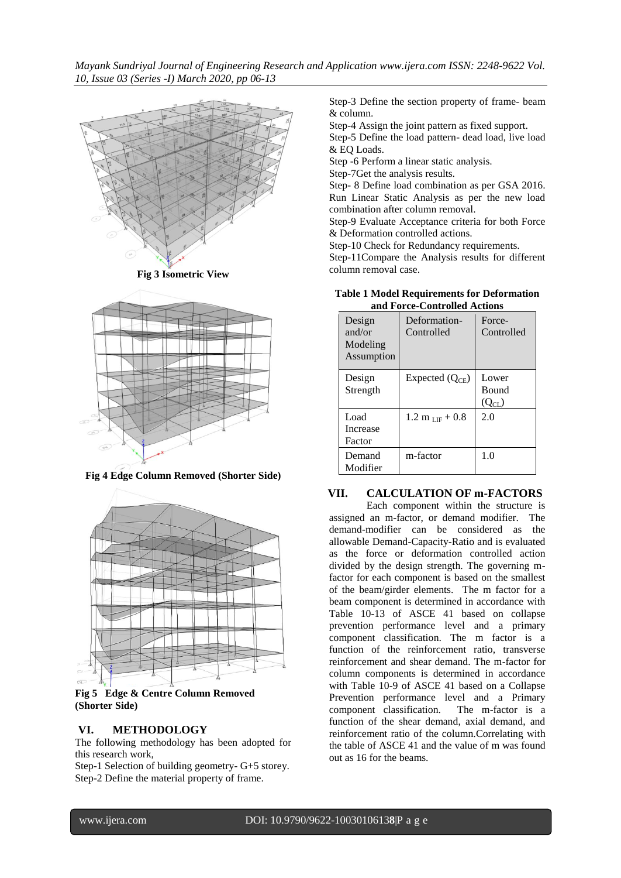Fig 3 Isometric View

Fig 4 Edge Column Removed (Shorter Side)

Fig 5 Edge & Centre Column Removed (Shorter Side)

## VI. METHODOLOGY

The following methodology has been adopted for this research work,

Step-1 Selection of building geometry- G+5 storey.
Step-2 Define the material property of frame.
Step-3 Define the section property of frame- beam & column.
Step-4 Assign the joint pattern as fixed support.
Step-5 Define the load pattern- dead load, live load & EQ Loads.
Step -6 Perform a linear static analysis.
Step-7Get the analysis results.
Step- 8 Define load combination as per GSA 2016. Run Linear Static Analysis as per the new load combination after column removal.
Step-9 Evaluate Acceptance criteria for both Force & Deformation controlled actions.
Step-10 Check for Redundancy requirements.
Step-11Compare the Analysis results for different column removal case.

**Table 1 Model Requirements for Deformation and Force-Controlled Actions**

| Design and/or Modeling Assumption | Deformation-Controlled | Force-Controlled |
|---|---|---|
| Design Strength | Expected ($Q_{CE}$) | Lower Bound ($Q_{CL}$) |
| Load Increase Factor | $1.2\ m_{LIF} + 0.8$ | 2.0 |
| Demand Modifier | m-factor | 1.0 |

## VII. CALCULATION OF m-FACTORS

Each component within the structure is assigned an m-factor, or demand modifier. The demand-modifier can be considered as the allowable Demand-Capacity-Ratio and is evaluated as the force or deformation controlled action divided by the design strength. The governing m-factor for each component is based on the smallest of the beam/girder elements. The m factor for a beam component is determined in accordance with Table 10-13 of ASCE 41 based on collapse prevention performance level and a primary component classification. The m factor is a function of the reinforcement ratio, transverse reinforcement and shear demand. The m-factor for column components is determined in accordance with Table 10-9 of ASCE 41 based on a Collapse Prevention performance level and a Primary component classification. The m-factor is a function of the shear demand, axial demand, and reinforcement ratio of the column.Correlating with the table of ASCE 41 and the value of m was found out as 16 for the beams.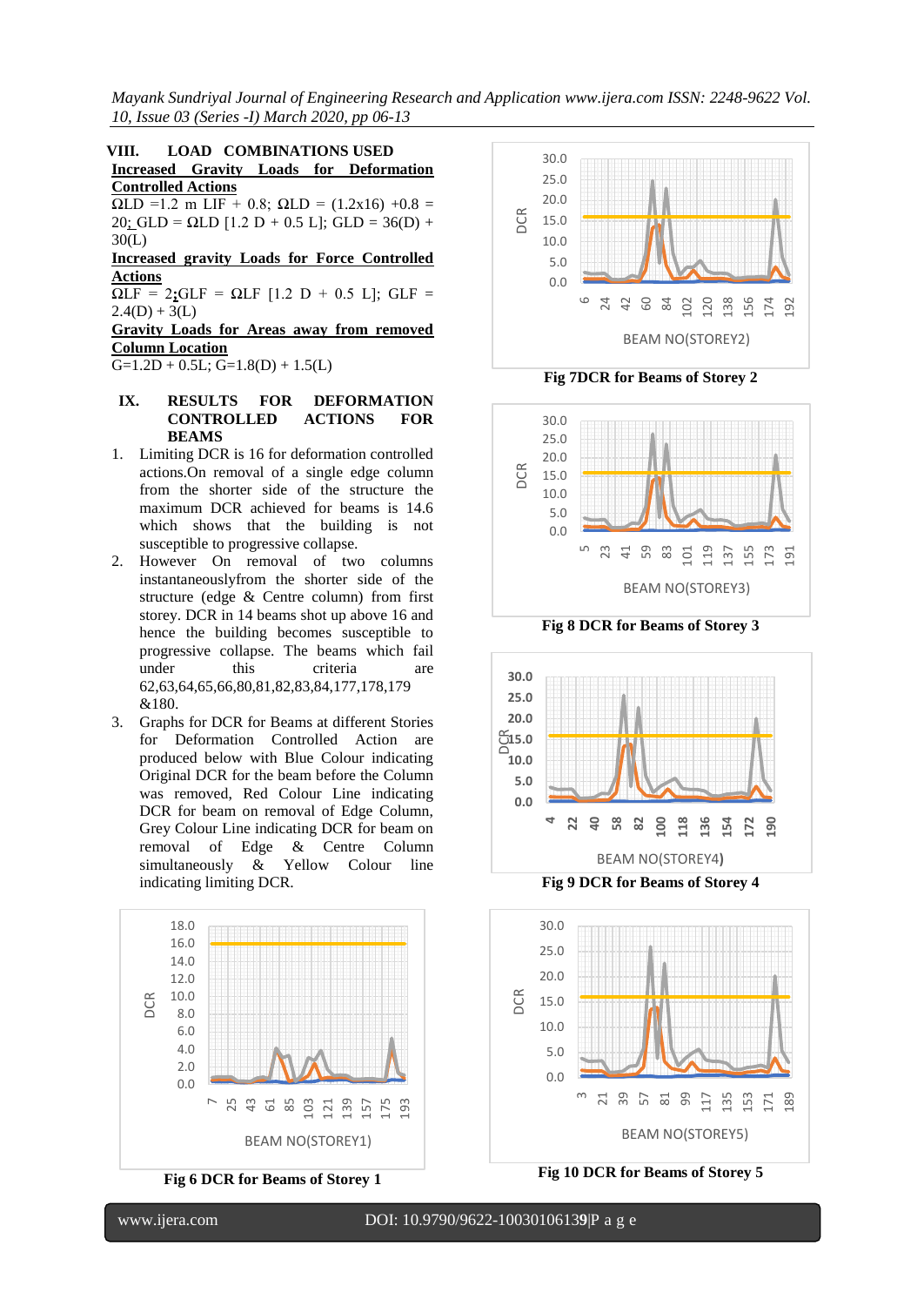## VIII. LOAD COMBINATIONS USED

**Increased Gravity Loads for Deformation Controlled Actions**

$\Omega LD = 1.2$ m LIF + 0.8; $\Omega LD = (1.2 \times 16) + 0.8 = 20$; $GLD = \Omega LD\ [1.2\ D + 0.5\ L]$; $GLD = 36(D) + 30(L)$

**Increased gravity Loads for Force Controlled Actions**

$\Omega LF = 2$; $GLF = \Omega LF\ [1.2\ D + 0.5\ L]$; $GLF = 2.4(D) + 3(L)$

**Gravity Loads for Areas away from removed Column Location**

$G = 1.2D + 0.5L$; $G = 1.8(D) + 1.5(L)$

## IX. RESULTS FOR DEFORMATION CONTROLLED ACTIONS FOR BEAMS

1. Limiting DCR is 16 for deformation controlled actions.On removal of a single edge column from the shorter side of the structure the maximum DCR achieved for beams is 14.6 which shows that the building is not susceptible to progressive collapse.
2. However On removal of two columns instantaneouslyfrom the shorter side of the structure (edge & Centre column) from first storey. DCR in 14 beams shot up above 16 and hence the building becomes susceptible to progressive collapse. The beams which fail under this criteria are 62,63,64,65,66,80,81,82,83,84,177,178,179 &180.
3. Graphs for DCR for Beams at different Stories for Deformation Controlled Action are produced below with Blue Colour indicating Original DCR for the beam before the Column was removed, Red Colour Line indicating DCR for beam on removal of Edge Column, Grey Colour Line indicating DCR for beam on removal of Edge & Centre Column simultaneously & Yellow Colour line indicating limiting DCR.

**Fig 6 DCR for Beams of Storey 1**

**Fig 7DCR for Beams of Storey 2**

**Fig 8 DCR for Beams of Storey 3**

**Fig 9 DCR for Beams of Storey 4**

**Fig 10 DCR for Beams of Storey 5**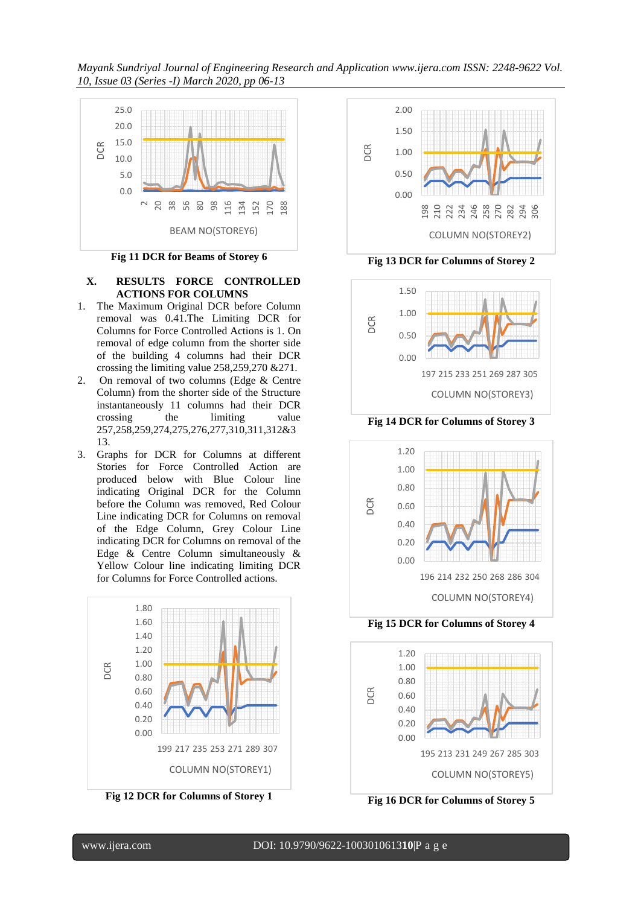Fig 11 DCR for Beams of Storey 6

## X. RESULTS FORCE CONTROLLED ACTIONS FOR COLUMNS

1. The Maximum Original DCR before Column removal was 0.41.The Limiting DCR for Columns for Force Controlled Actions is 1. On removal of edge column from the shorter side of the building 4 columns had their DCR crossing the limiting value 258,259,270 &271.
2. On removal of two columns (Edge & Centre Column) from the shorter side of the Structure instantaneously 11 columns had their DCR crossing the limiting value 257,258,259,274,275,276,277,310,311,312&313.
3. Graphs for DCR for Columns at different Stories for Force Controlled Action are produced below with Blue Colour line indicating Original DCR for the Column before the Column was removed, Red Colour Line indicating DCR for Columns on removal of the Edge Column, Grey Colour Line indicating DCR for Columns on removal of the Edge & Centre Column simultaneously & Yellow Colour line indicating limiting DCR for Columns for Force Controlled actions.

Fig 12 DCR for Columns of Storey 1

Fig 13 DCR for Columns of Storey 2

Fig 14 DCR for Columns of Storey 3

Fig 15 DCR for Columns of Storey 4

Fig 16 DCR for Columns of Storey 5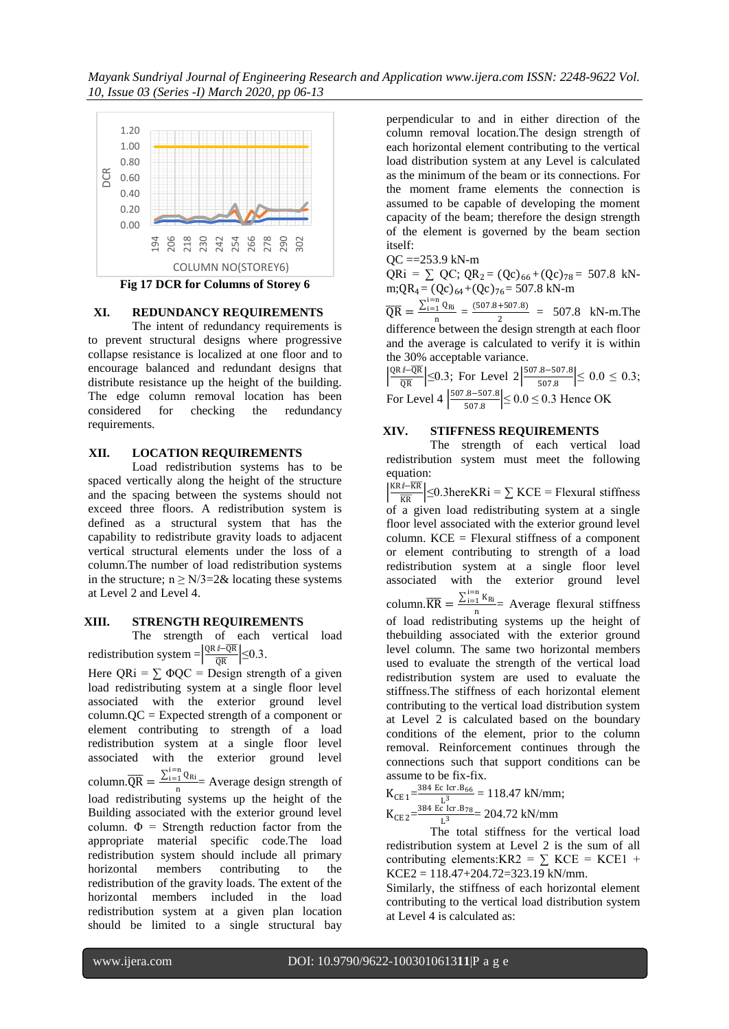Fig 17 DCR for Columns of Storey 6

## XI. REDUNDANCY REQUIREMENTS

The intent of redundancy requirements is to prevent structural designs where progressive collapse resistance is localized at one floor and to encourage balanced and redundant designs that distribute resistance up the height of the building. The edge column removal location has been considered for checking the redundancy requirements.

## XII. LOCATION REQUIREMENTS

Load redistribution systems has to be spaced vertically along the height of the structure and the spacing between the systems should not exceed three floors. A redistribution system is defined as a structural system that has the capability to redistribute gravity loads to adjacent vertical structural elements under the loss of a column.The number of load redistribution systems in the structure; $n \geq N/3=2$& locating these systems at Level 2 and Level 4.

## XIII. STRENGTH REQUIREMENTS

The strength of each vertical load redistribution system $=\left|\frac{QR i-\overline{QR}}{\overline{QR}}\right| \leq 0.3$.

Here $QRi = \sum \Phi QC$ = Design strength of a given load redistributing system at a single floor level associated with the exterior ground level column.QC = Expected strength of a component or element contributing to strength of a load redistribution system at a single floor level associated with the exterior ground level column.$\overline{QR} = \frac{\sum_{i=1}^{i=n} Q_{Ri}}{n}$= Average design strength of load redistributing systems up the height of the Building associated with the exterior ground level column. $\Phi$ = Strength reduction factor from the appropriate material specific code.The load redistribution system should include all primary horizontal members contributing to the redistribution of the gravity loads. The extent of the horizontal members included in the load redistribution system at a given plan location should be limited to a single structural bay perpendicular to and in either direction of the column removal location.The design strength of each horizontal element contributing to the vertical load distribution system at any Level is calculated as the minimum of the beam or its connections. For the moment frame elements the connection is assumed to be capable of developing the moment capacity of the beam; therefore the design strength of the element is governed by the beam section itself:

QC ==253.9 kN-m

$QRi = \sum QC$; $QR_2 = (Qc)_{66} + (Qc)_{78} = 507.8$ kN-m;$QR_4 = (Qc)_{64} + (Qc)_{76} = 507.8$ kN-m

$\overline{QR} = \frac{\sum_{i=1}^{i=n} Q_{Ri}}{n} = \frac{(507.8+507.8)}{2} = 507.8$ kN-m.The difference between the design strength at each floor and the average is calculated to verify it is within the 30% acceptable variance.

$\left|\frac{QR i-\overline{QR}}{\overline{QR}}\right| \leq 0.3$; For Level 2 $\left|\frac{507.8-507.8}{507.8}\right| \leq 0.0 \leq 0.3$; For Level 4 $\left|\frac{507.8-507.8}{507.8}\right| \leq 0.0 \leq 0.3$ Hence OK

## XIV. STIFFNESS REQUIREMENTS

The strength of each vertical load redistribution system must meet the following equation:

$\left|\frac{KR i-\overline{KR}}{\overline{KR}}\right| \leq 0.3$hereKRi = $\sum$ KCE = Flexural stiffness of a given load redistributing system at a single floor level associated with the exterior ground level column. KCE = Flexural stiffness of a component or element contributing to strength of a load redistribution system at a single floor level associated with the exterior ground level column.$\overline{KR} = \frac{\sum_{i=1}^{i=n} K_{Ri}}{n}$= Average flexural stiffness of load redistributing systems up the height of thebuilding associated with the exterior ground level column. The same two horizontal members used to evaluate the strength of the vertical load redistribution system are used to evaluate the stiffness.The stiffness of each horizontal element contributing to the vertical load distribution system at Level 2 is calculated based on the boundary conditions of the element, prior to the column removal. Reinforcement continues through the connections such that support conditions can be assume to be fix-fix.

$K_{CE\,1} = \frac{384 \text{ Ec Icr}.B_{66}}{L^3} = 118.47$ kN/mm;

$K_{CE\,2} = \frac{384 \text{ Ec Icr}.B_{78}}{L^3} = 204.72$ kN/mm

The total stiffness for the vertical load redistribution system at Level 2 is the sum of all contributing elements:KR2 = $\sum$ KCE = KCE1 + KCE2 = 118.47+204.72=323.19 kN/mm.

Similarly, the stiffness of each horizontal element contributing to the vertical load distribution system at Level 4 is calculated as: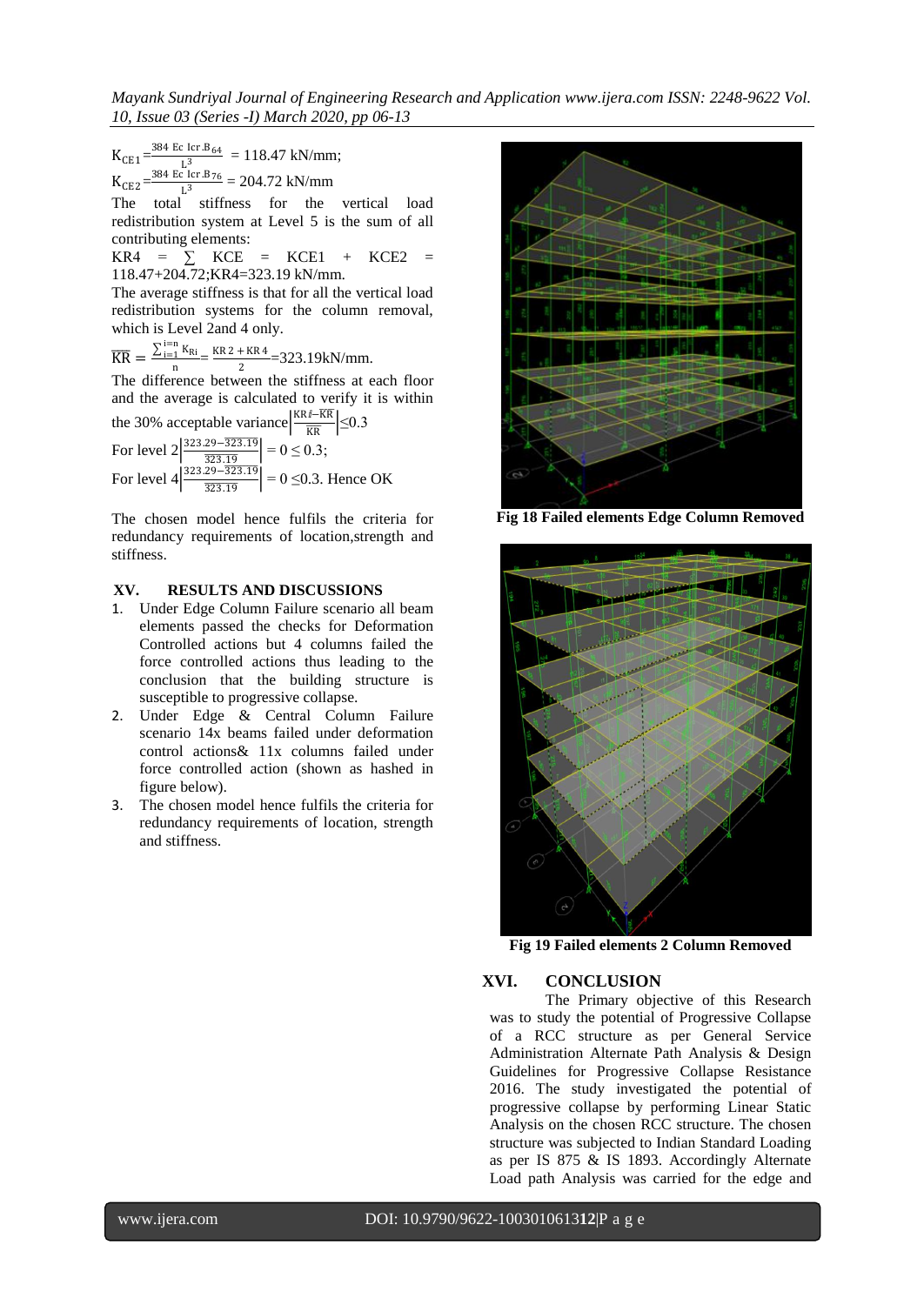$K_{CE1} = \frac{384\ Ec\ Icr.B_{64}}{L^3} = 118.47$ kN/mm;

$K_{CE2} = \frac{384\ Ec\ Icr.B_{76}}{L^3} = 204.72$ kN/mm

The total stiffness for the vertical load redistribution system at Level 5 is the sum of all contributing elements:

$KR4 = \sum KCE = KCE1 + KCE2 = 118.47+204.72$; $KR4=323.19$ kN/mm.

The average stiffness is that for all the vertical load redistribution systems for the column removal, which is Level 2and 4 only.

$\overline{KR} = \frac{\sum_{i=1}^{i=n} K_{Ri}}{n} = \frac{KR2 + KR4}{2} = 323.19$kN/mm.

The difference between the stiffness at each floor and the average is calculated to verify it is within the 30% acceptable variance $\left|\frac{KRi - \overline{KR}}{\overline{KR}}\right| \leq 0.3$

For level 2 $\left|\frac{323.29-323.19}{323.19}\right| = 0 \leq 0.3$;

For level 4 $\left|\frac{323.29-323.19}{323.19}\right| = 0 \leq 0.3$. Hence OK

The chosen model hence fulfils the criteria for redundancy requirements of location,strength and stiffness.

## XV. RESULTS AND DISCUSSIONS

1. Under Edge Column Failure scenario all beam elements passed the checks for Deformation Controlled actions but 4 columns failed the force controlled actions thus leading to the conclusion that the building structure is susceptible to progressive collapse.
2. Under Edge & Central Column Failure scenario 14x beams failed under deformation control actions& 11x columns failed under force controlled action (shown as hashed in figure below).
3. The chosen model hence fulfils the criteria for redundancy requirements of location, strength and stiffness.

**Fig 18 Failed elements Edge Column Removed**

**Fig 19 Failed elements 2 Column Removed**

## XVI. CONCLUSION

The Primary objective of this Research was to study the potential of Progressive Collapse of a RCC structure as per General Service Administration Alternate Path Analysis & Design Guidelines for Progressive Collapse Resistance 2016. The study investigated the potential of progressive collapse by performing Linear Static Analysis on the chosen RCC structure. The chosen structure was subjected to Indian Standard Loading as per IS 875 & IS 1893. Accordingly Alternate Load path Analysis was carried for the edge and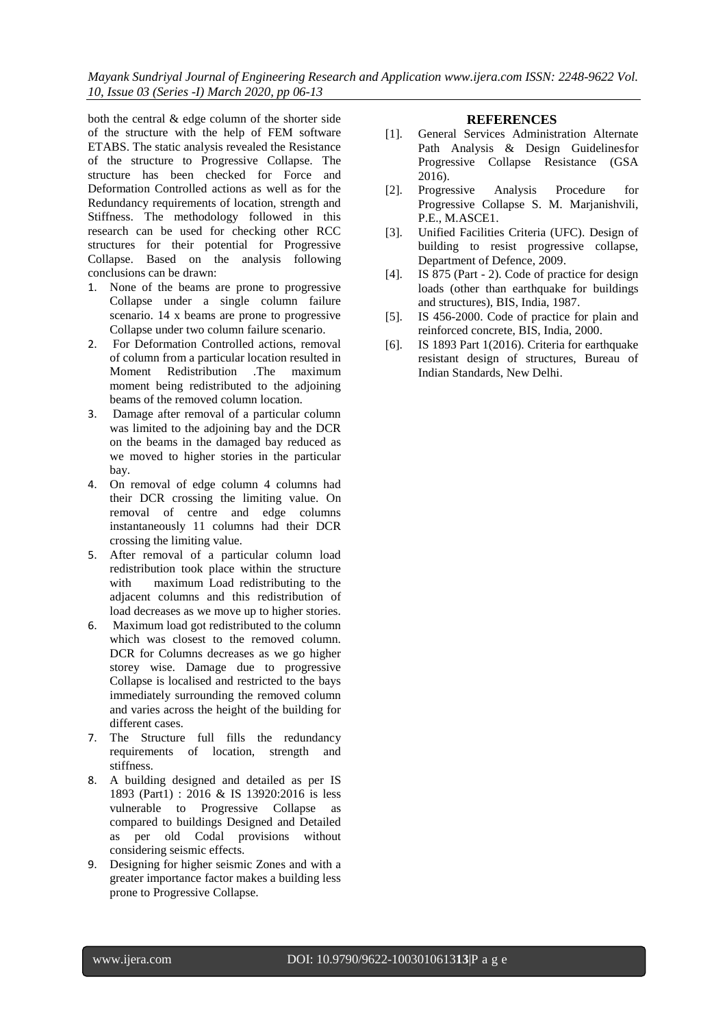both the central & edge column of the shorter side of the structure with the help of FEM software ETABS. The static analysis revealed the Resistance of the structure to Progressive Collapse. The structure has been checked for Force and Deformation Controlled actions as well as for the Redundancy requirements of location, strength and Stiffness. The methodology followed in this research can be used for checking other RCC structures for their potential for Progressive Collapse. Based on the analysis following conclusions can be drawn:

1. None of the beams are prone to progressive Collapse under a single column failure scenario. 14 x beams are prone to progressive Collapse under two column failure scenario.
2. For Deformation Controlled actions, removal of column from a particular location resulted in Moment Redistribution .The maximum moment being redistributed to the adjoining beams of the removed column location.
3. Damage after removal of a particular column was limited to the adjoining bay and the DCR on the beams in the damaged bay reduced as we moved to higher stories in the particular bay.
4. On removal of edge column 4 columns had their DCR crossing the limiting value. On removal of centre and edge columns instantaneously 11 columns had their DCR crossing the limiting value.
5. After removal of a particular column load redistribution took place within the structure with maximum Load redistributing to the adjacent columns and this redistribution of load decreases as we move up to higher stories.
6. Maximum load got redistributed to the column which was closest to the removed column. DCR for Columns decreases as we go higher storey wise. Damage due to progressive Collapse is localised and restricted to the bays immediately surrounding the removed column and varies across the height of the building for different cases.
7. The Structure full fills the redundancy requirements of location, strength and stiffness.
8. A building designed and detailed as per IS 1893 (Part1) : 2016 & IS 13920:2016 is less vulnerable to Progressive Collapse as compared to buildings Designed and Detailed as per old Codal provisions without considering seismic effects.
9. Designing for higher seismic Zones and with a greater importance factor makes a building less prone to Progressive Collapse.

## REFERENCES

[1]. General Services Administration Alternate Path Analysis & Design Guidelinesfor Progressive Collapse Resistance (GSA 2016).

[2]. Progressive Analysis Procedure for Progressive Collapse S. M. Marjanishvili, P.E., M.ASCE1.

[3]. Unified Facilities Criteria (UFC). Design of building to resist progressive collapse, Department of Defence, 2009.

[4]. IS 875 (Part - 2). Code of practice for design loads (other than earthquake for buildings and structures), BIS, India, 1987.

[5]. IS 456-2000. Code of practice for plain and reinforced concrete, BIS, India, 2000.

[6]. IS 1893 Part 1(2016). Criteria for earthquake resistant design of structures, Bureau of Indian Standards, New Delhi.